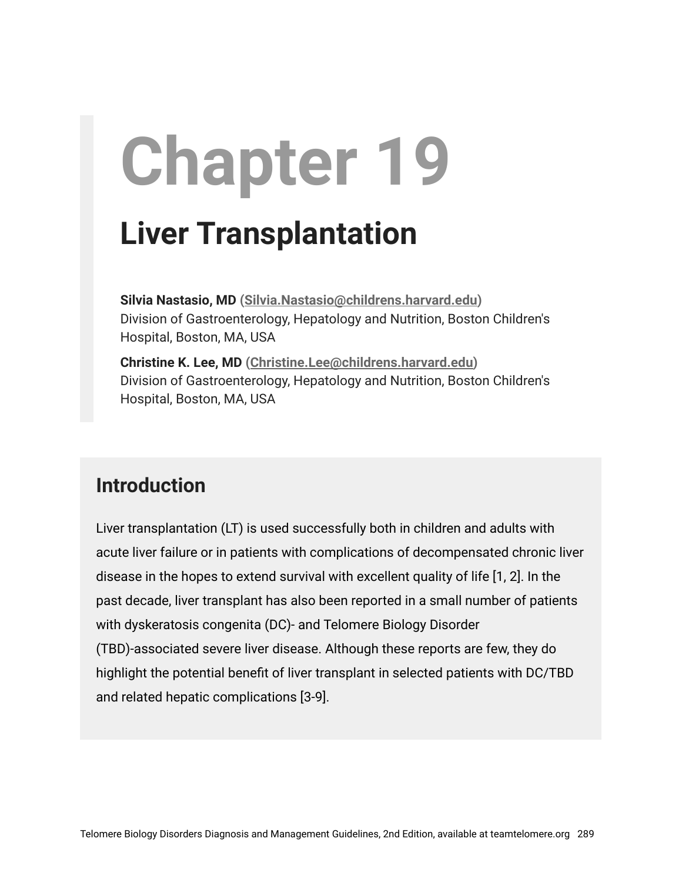# Chapter 19

## Liver Transplantation

**Silvia Nastasio, MD (Silvia.Nastasio@childrens.harvard.edu)**
Division of Gastroenterology, Hepatology and Nutrition, Boston Children's Hospital, Boston, MA, USA

**Christine K. Lee, MD (Christine.Lee@childrens.harvard.edu)**
Division of Gastroenterology, Hepatology and Nutrition, Boston Children's Hospital, Boston, MA, USA

## Introduction

Liver transplantation (LT) is used successfully both in children and adults with acute liver failure or in patients with complications of decompensated chronic liver disease in the hopes to extend survival with excellent quality of life [1, 2]. In the past decade, liver transplant has also been reported in a small number of patients with dyskeratosis congenita (DC)- and Telomere Biology Disorder (TBD)-associated severe liver disease. Although these reports are few, they do highlight the potential benefit of liver transplant in selected patients with DC/TBD and related hepatic complications [3-9].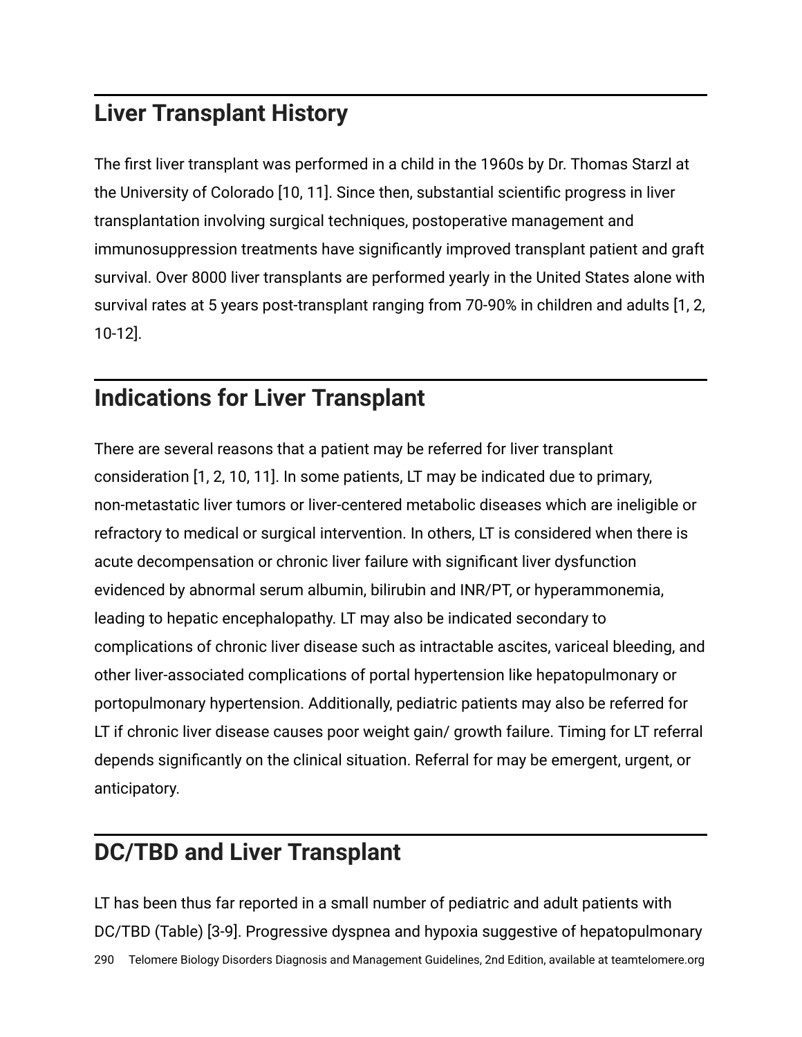## Liver Transplant History

The first liver transplant was performed in a child in the 1960s by Dr. Thomas Starzl at the University of Colorado [10, 11]. Since then, substantial scientific progress in liver transplantation involving surgical techniques, postoperative management and immunosuppression treatments have significantly improved transplant patient and graft survival. Over 8000 liver transplants are performed yearly in the United States alone with survival rates at 5 years post-transplant ranging from 70-90% in children and adults [1, 2, 10-12].

## Indications for Liver Transplant

There are several reasons that a patient may be referred for liver transplant consideration [1, 2, 10, 11]. In some patients, LT may be indicated due to primary, non-metastatic liver tumors or liver-centered metabolic diseases which are ineligible or refractory to medical or surgical intervention. In others, LT is considered when there is acute decompensation or chronic liver failure with significant liver dysfunction evidenced by abnormal serum albumin, bilirubin and INR/PT, or hyperammonemia, leading to hepatic encephalopathy. LT may also be indicated secondary to complications of chronic liver disease such as intractable ascites, variceal bleeding, and other liver-associated complications of portal hypertension like hepatopulmonary or portopulmonary hypertension. Additionally, pediatric patients may also be referred for LT if chronic liver disease causes poor weight gain/ growth failure. Timing for LT referral depends significantly on the clinical situation. Referral for may be emergent, urgent, or anticipatory.

## DC/TBD and Liver Transplant

LT has been thus far reported in a small number of pediatric and adult patients with DC/TBD (Table) [3-9]. Progressive dyspnea and hypoxia suggestive of hepatopulmonary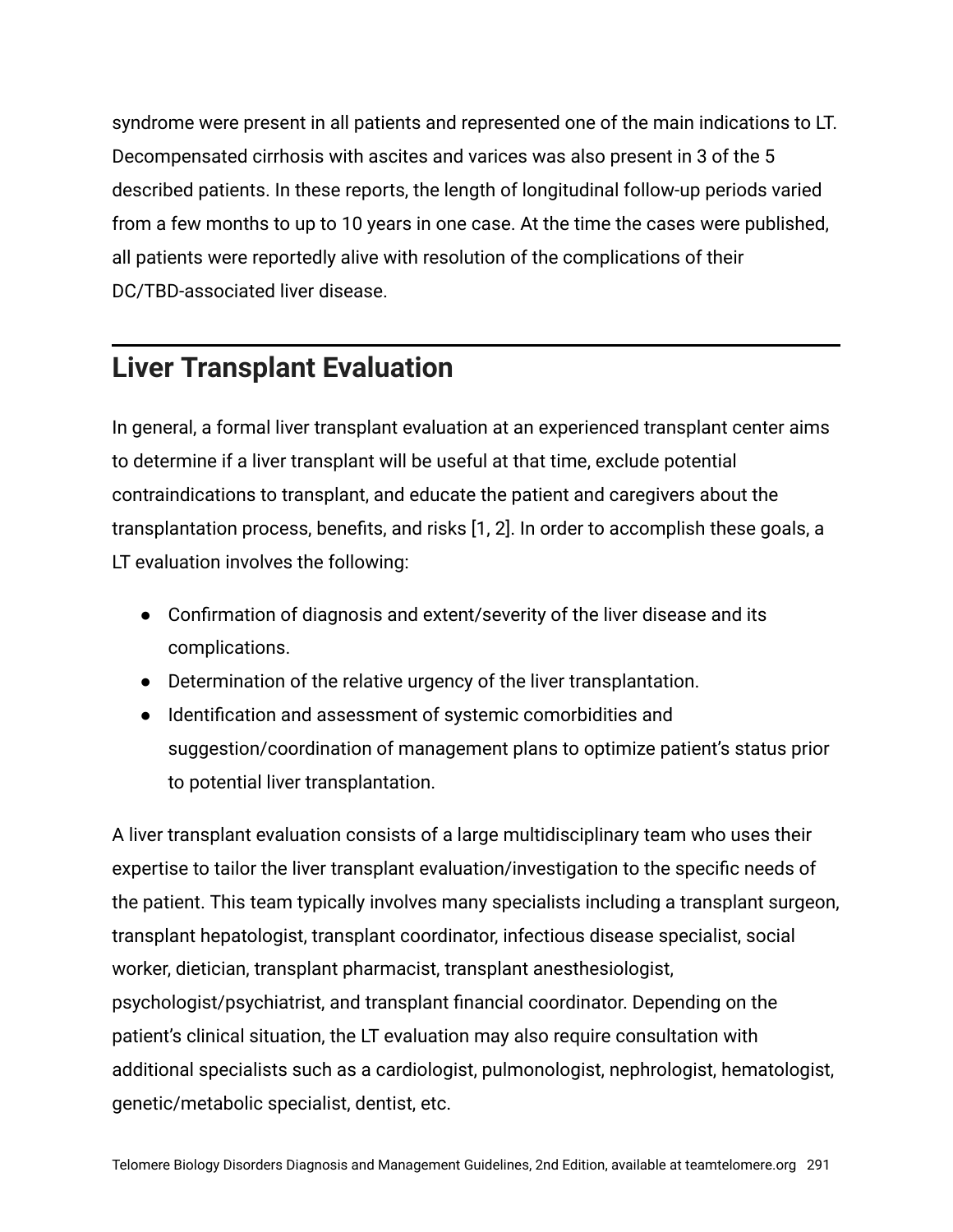syndrome were present in all patients and represented one of the main indications to LT. Decompensated cirrhosis with ascites and varices was also present in 3 of the 5 described patients. In these reports, the length of longitudinal follow-up periods varied from a few months to up to 10 years in one case. At the time the cases were published, all patients were reportedly alive with resolution of the complications of their DC/TBD-associated liver disease.

## Liver Transplant Evaluation

In general, a formal liver transplant evaluation at an experienced transplant center aims to determine if a liver transplant will be useful at that time, exclude potential contraindications to transplant, and educate the patient and caregivers about the transplantation process, benefits, and risks [1, 2]. In order to accomplish these goals, a LT evaluation involves the following:

- Confirmation of diagnosis and extent/severity of the liver disease and its complications.
- Determination of the relative urgency of the liver transplantation.
- Identification and assessment of systemic comorbidities and suggestion/coordination of management plans to optimize patient's status prior to potential liver transplantation.

A liver transplant evaluation consists of a large multidisciplinary team who uses their expertise to tailor the liver transplant evaluation/investigation to the specific needs of the patient. This team typically involves many specialists including a transplant surgeon, transplant hepatologist, transplant coordinator, infectious disease specialist, social worker, dietician, transplant pharmacist, transplant anesthesiologist, psychologist/psychiatrist, and transplant financial coordinator. Depending on the patient's clinical situation, the LT evaluation may also require consultation with additional specialists such as a cardiologist, pulmonologist, nephrologist, hematologist, genetic/metabolic specialist, dentist, etc.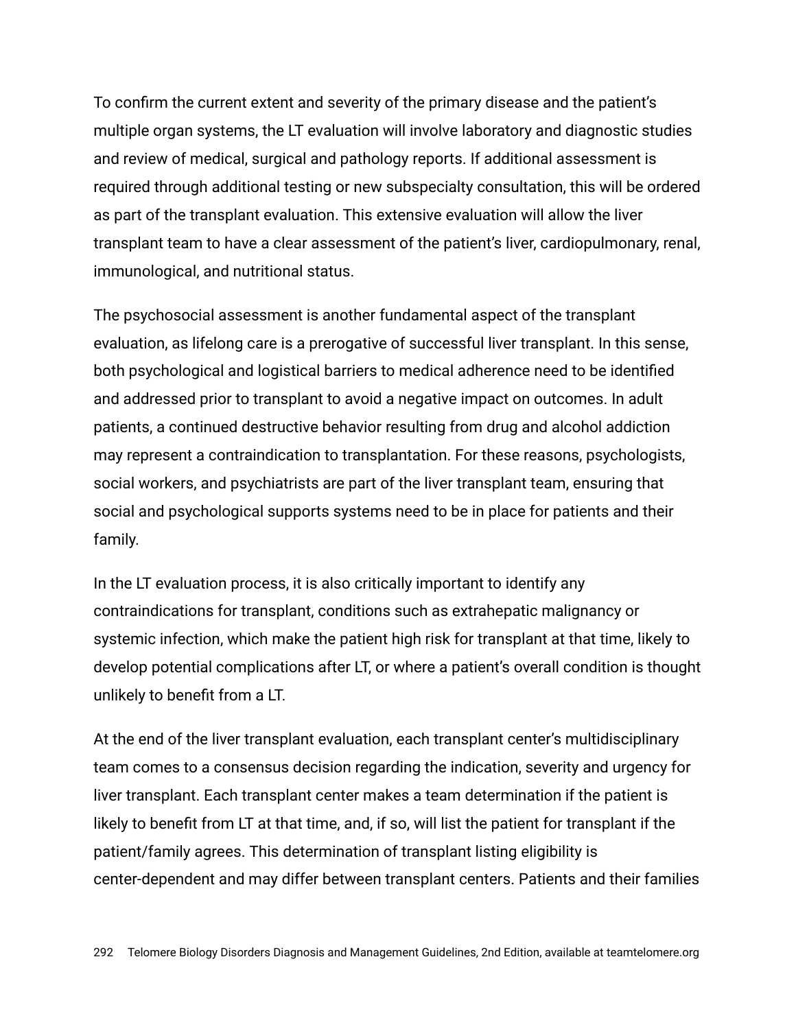To confirm the current extent and severity of the primary disease and the patient's multiple organ systems, the LT evaluation will involve laboratory and diagnostic studies and review of medical, surgical and pathology reports. If additional assessment is required through additional testing or new subspecialty consultation, this will be ordered as part of the transplant evaluation. This extensive evaluation will allow the liver transplant team to have a clear assessment of the patient's liver, cardiopulmonary, renal, immunological, and nutritional status.

The psychosocial assessment is another fundamental aspect of the transplant evaluation, as lifelong care is a prerogative of successful liver transplant. In this sense, both psychological and logistical barriers to medical adherence need to be identified and addressed prior to transplant to avoid a negative impact on outcomes. In adult patients, a continued destructive behavior resulting from drug and alcohol addiction may represent a contraindication to transplantation. For these reasons, psychologists, social workers, and psychiatrists are part of the liver transplant team, ensuring that social and psychological supports systems need to be in place for patients and their family.

In the LT evaluation process, it is also critically important to identify any contraindications for transplant, conditions such as extrahepatic malignancy or systemic infection, which make the patient high risk for transplant at that time, likely to develop potential complications after LT, or where a patient's overall condition is thought unlikely to benefit from a LT.

At the end of the liver transplant evaluation, each transplant center's multidisciplinary team comes to a consensus decision regarding the indication, severity and urgency for liver transplant. Each transplant center makes a team determination if the patient is likely to benefit from LT at that time, and, if so, will list the patient for transplant if the patient/family agrees. This determination of transplant listing eligibility is center-dependent and may differ between transplant centers. Patients and their families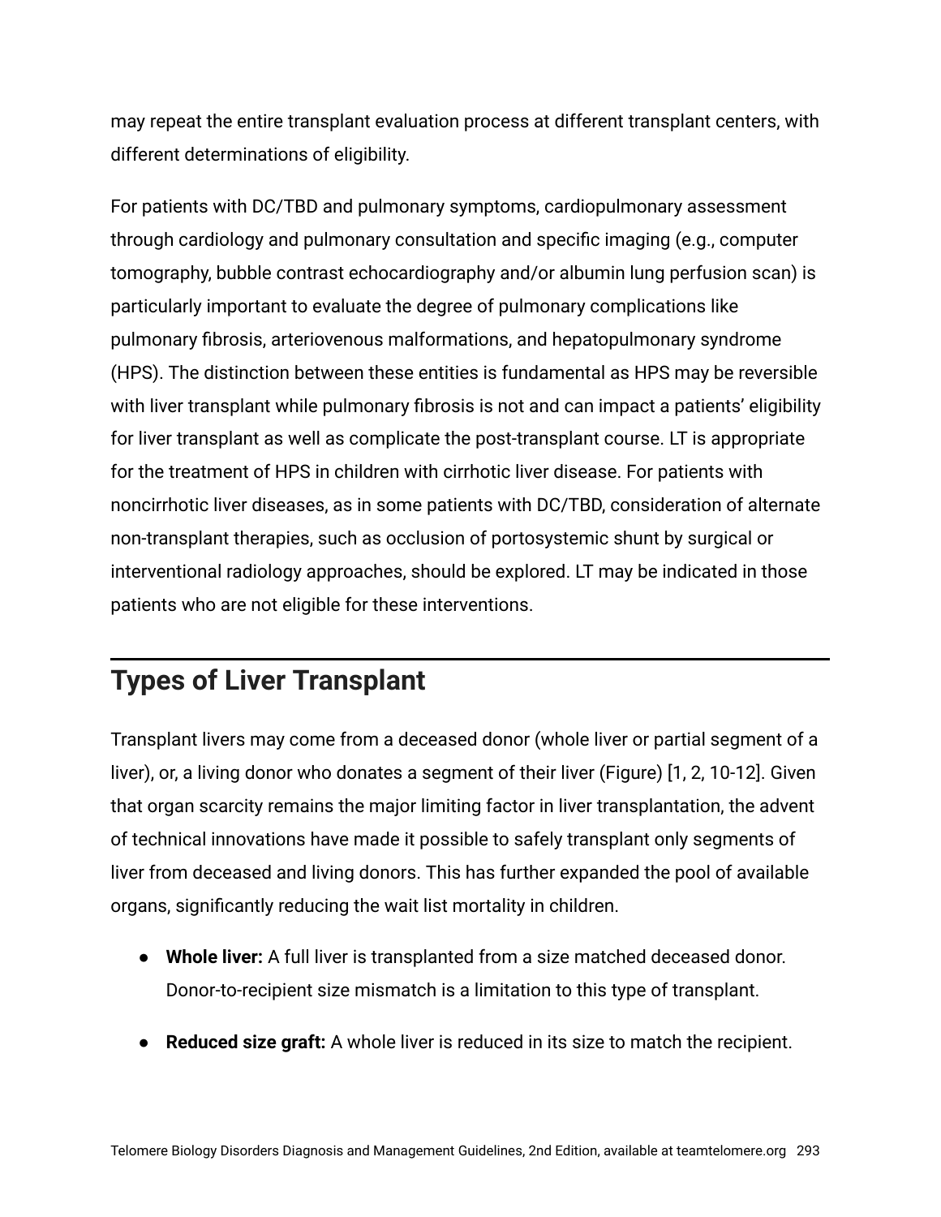may repeat the entire transplant evaluation process at different transplant centers, with different determinations of eligibility.

For patients with DC/TBD and pulmonary symptoms, cardiopulmonary assessment through cardiology and pulmonary consultation and specific imaging (e.g., computer tomography, bubble contrast echocardiography and/or albumin lung perfusion scan) is particularly important to evaluate the degree of pulmonary complications like pulmonary fibrosis, arteriovenous malformations, and hepatopulmonary syndrome (HPS). The distinction between these entities is fundamental as HPS may be reversible with liver transplant while pulmonary fibrosis is not and can impact a patients' eligibility for liver transplant as well as complicate the post-transplant course. LT is appropriate for the treatment of HPS in children with cirrhotic liver disease. For patients with noncirrhotic liver diseases, as in some patients with DC/TBD, consideration of alternate non-transplant therapies, such as occlusion of portosystemic shunt by surgical or interventional radiology approaches, should be explored. LT may be indicated in those patients who are not eligible for these interventions.

## Types of Liver Transplant

Transplant livers may come from a deceased donor (whole liver or partial segment of a liver), or, a living donor who donates a segment of their liver (Figure) [1, 2, 10-12]. Given that organ scarcity remains the major limiting factor in liver transplantation, the advent of technical innovations have made it possible to safely transplant only segments of liver from deceased and living donors. This has further expanded the pool of available organs, significantly reducing the wait list mortality in children.

- **Whole liver:** A full liver is transplanted from a size matched deceased donor. Donor-to-recipient size mismatch is a limitation to this type of transplant.
- **Reduced size graft:** A whole liver is reduced in its size to match the recipient.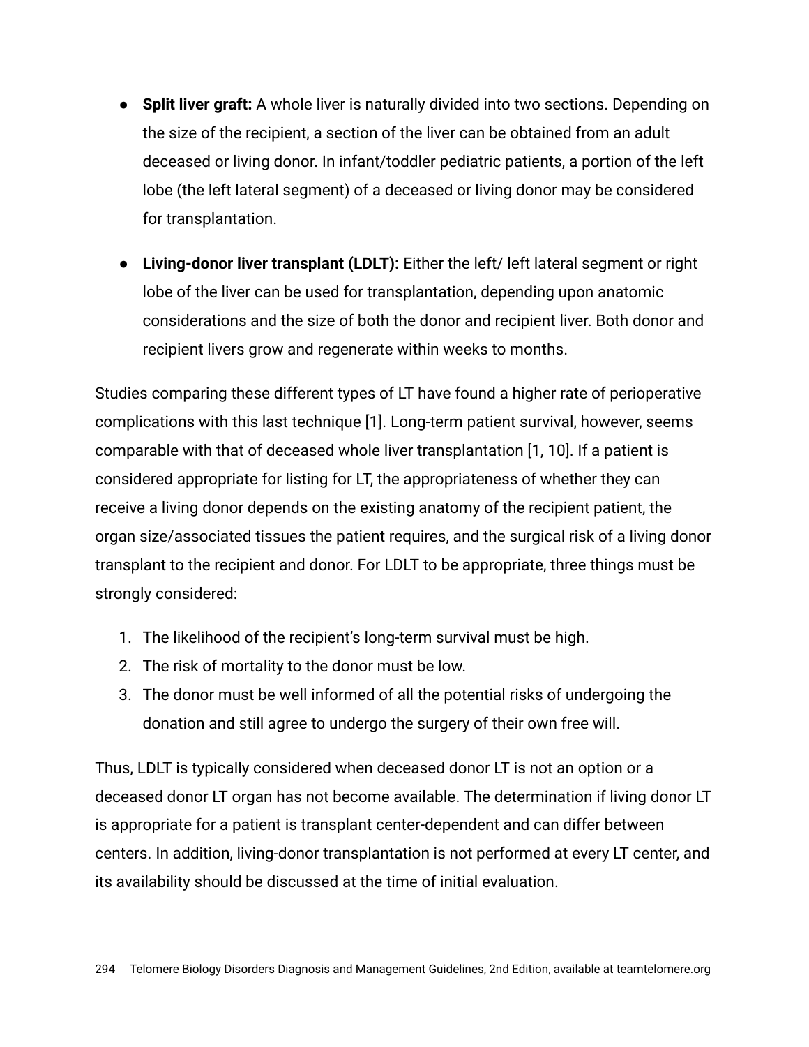- **Split liver graft:** A whole liver is naturally divided into two sections. Depending on the size of the recipient, a section of the liver can be obtained from an adult deceased or living donor. In infant/toddler pediatric patients, a portion of the left lobe (the left lateral segment) of a deceased or living donor may be considered for transplantation.
- **Living-donor liver transplant (LDLT):** Either the left/ left lateral segment or right lobe of the liver can be used for transplantation, depending upon anatomic considerations and the size of both the donor and recipient liver. Both donor and recipient livers grow and regenerate within weeks to months.

Studies comparing these different types of LT have found a higher rate of perioperative complications with this last technique [1]. Long-term patient survival, however, seems comparable with that of deceased whole liver transplantation [1, 10]. If a patient is considered appropriate for listing for LT, the appropriateness of whether they can receive a living donor depends on the existing anatomy of the recipient patient, the organ size/associated tissues the patient requires, and the surgical risk of a living donor transplant to the recipient and donor. For LDLT to be appropriate, three things must be strongly considered:

1. The likelihood of the recipient's long-term survival must be high.
2. The risk of mortality to the donor must be low.
3. The donor must be well informed of all the potential risks of undergoing the donation and still agree to undergo the surgery of their own free will.

Thus, LDLT is typically considered when deceased donor LT is not an option or a deceased donor LT organ has not become available. The determination if living donor LT is appropriate for a patient is transplant center-dependent and can differ between centers. In addition, living-donor transplantation is not performed at every LT center, and its availability should be discussed at the time of initial evaluation.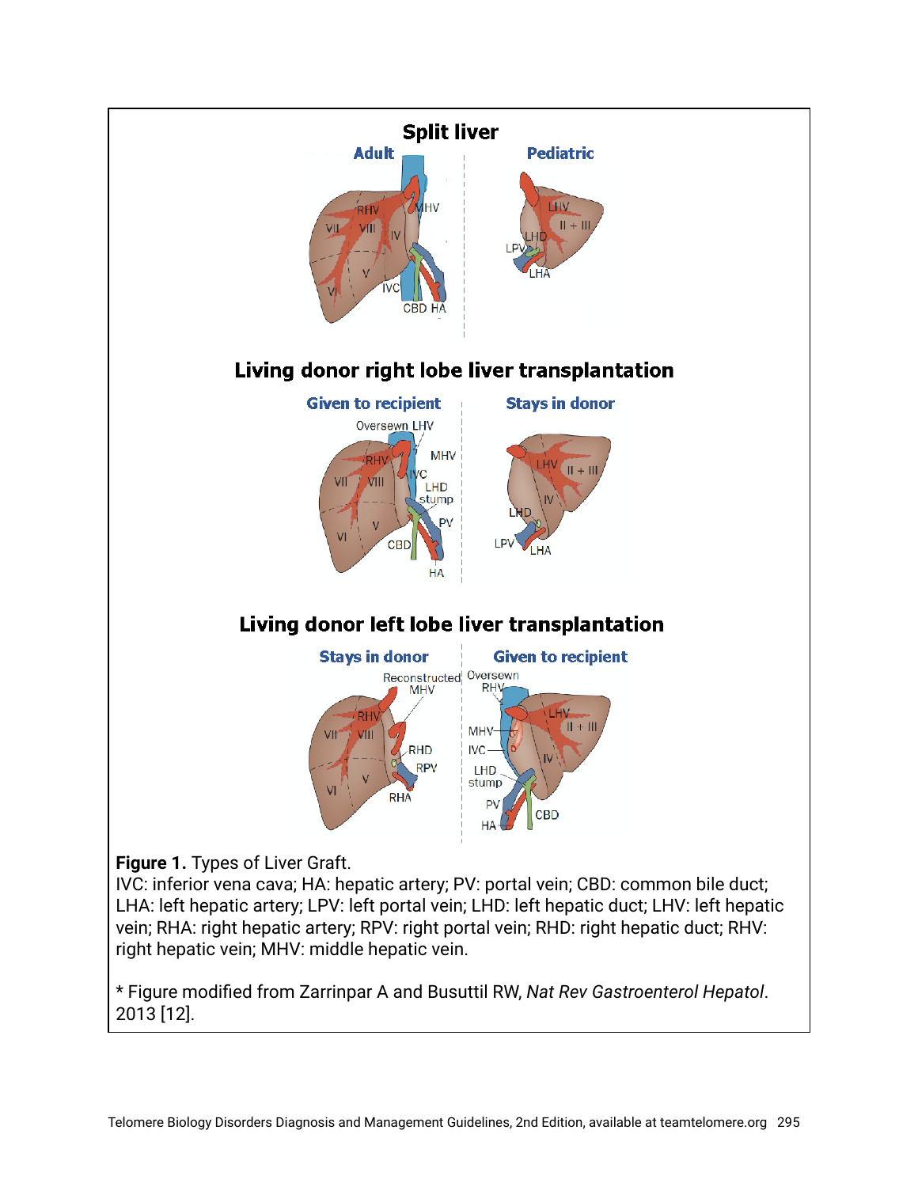**Figure 1.** Types of Liver Graft.
IVC: inferior vena cava; HA: hepatic artery; PV: portal vein; CBD: common bile duct; LHA: left hepatic artery; LPV: left portal vein; LHD: left hepatic duct; LHV: left hepatic vein; RHA: right hepatic artery; RPV: right portal vein; RHD: right hepatic duct; RHV: right hepatic vein; MHV: middle hepatic vein.

* Figure modified from Zarrinpar A and Busuttil RW, *Nat Rev Gastroenterol Hepatol*. 2013 [12].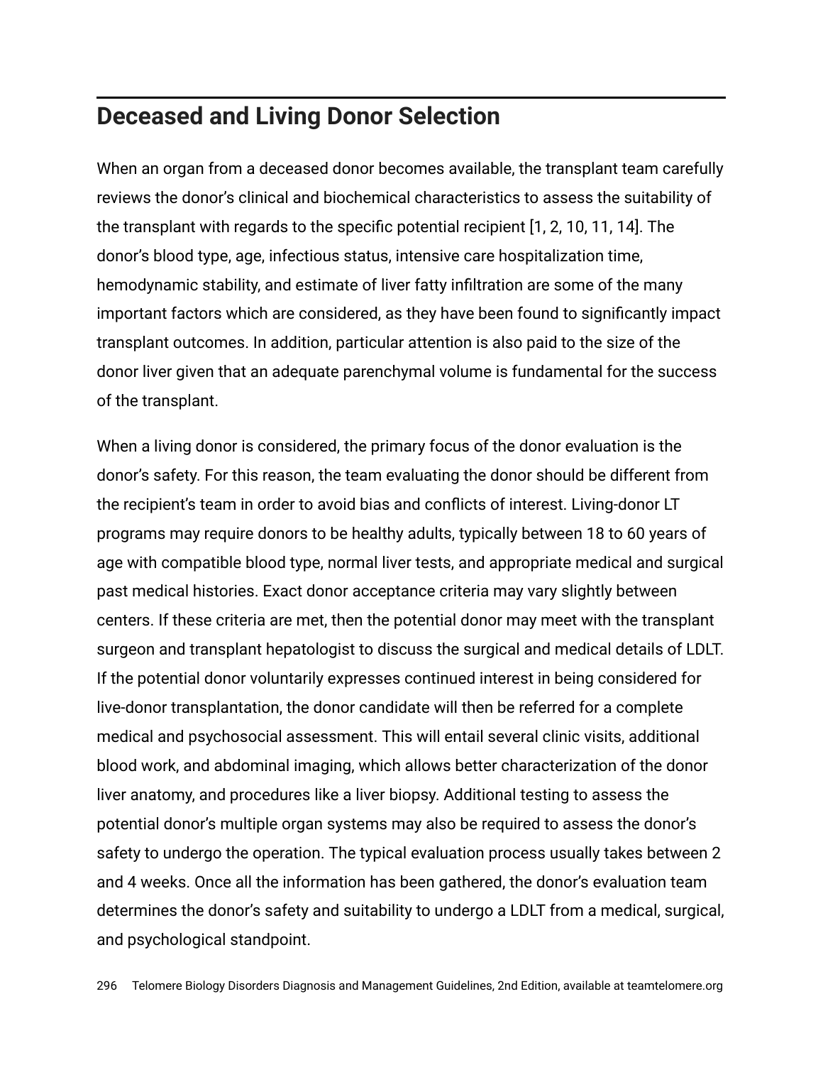## Deceased and Living Donor Selection

When an organ from a deceased donor becomes available, the transplant team carefully reviews the donor's clinical and biochemical characteristics to assess the suitability of the transplant with regards to the specific potential recipient [1, 2, 10, 11, 14]. The donor's blood type, age, infectious status, intensive care hospitalization time, hemodynamic stability, and estimate of liver fatty infiltration are some of the many important factors which are considered, as they have been found to significantly impact transplant outcomes. In addition, particular attention is also paid to the size of the donor liver given that an adequate parenchymal volume is fundamental for the success of the transplant.

When a living donor is considered, the primary focus of the donor evaluation is the donor's safety. For this reason, the team evaluating the donor should be different from the recipient's team in order to avoid bias and conflicts of interest. Living-donor LT programs may require donors to be healthy adults, typically between 18 to 60 years of age with compatible blood type, normal liver tests, and appropriate medical and surgical past medical histories. Exact donor acceptance criteria may vary slightly between centers. If these criteria are met, then the potential donor may meet with the transplant surgeon and transplant hepatologist to discuss the surgical and medical details of LDLT. If the potential donor voluntarily expresses continued interest in being considered for live-donor transplantation, the donor candidate will then be referred for a complete medical and psychosocial assessment. This will entail several clinic visits, additional blood work, and abdominal imaging, which allows better characterization of the donor liver anatomy, and procedures like a liver biopsy. Additional testing to assess the potential donor's multiple organ systems may also be required to assess the donor's safety to undergo the operation. The typical evaluation process usually takes between 2 and 4 weeks. Once all the information has been gathered, the donor's evaluation team determines the donor's safety and suitability to undergo a LDLT from a medical, surgical, and psychological standpoint.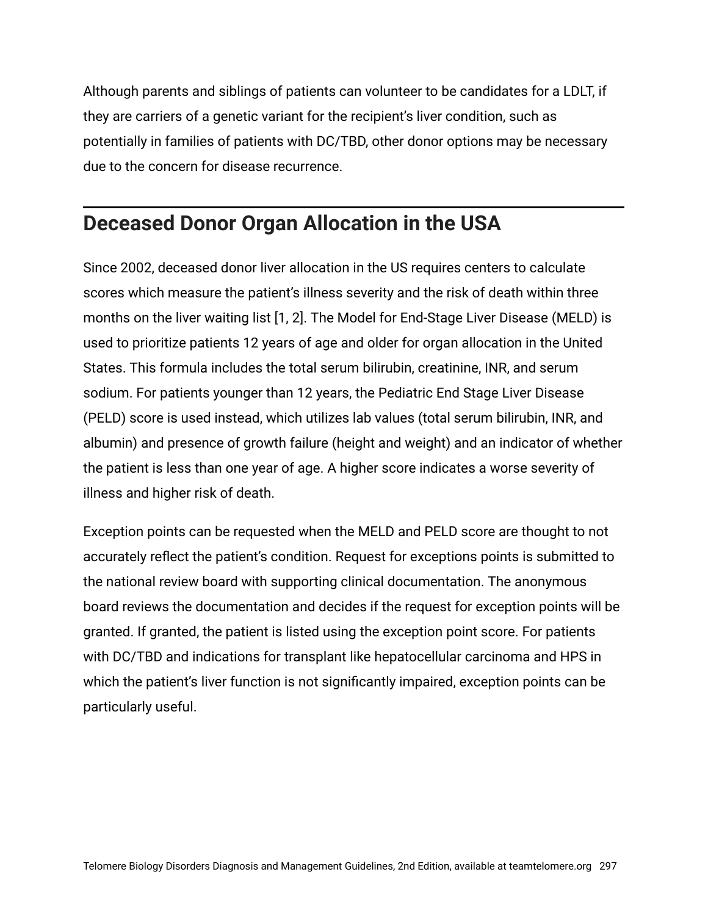Although parents and siblings of patients can volunteer to be candidates for a LDLT, if they are carriers of a genetic variant for the recipient's liver condition, such as potentially in families of patients with DC/TBD, other donor options may be necessary due to the concern for disease recurrence.

## Deceased Donor Organ Allocation in the USA

Since 2002, deceased donor liver allocation in the US requires centers to calculate scores which measure the patient's illness severity and the risk of death within three months on the liver waiting list [1, 2]. The Model for End-Stage Liver Disease (MELD) is used to prioritize patients 12 years of age and older for organ allocation in the United States. This formula includes the total serum bilirubin, creatinine, INR, and serum sodium. For patients younger than 12 years, the Pediatric End Stage Liver Disease (PELD) score is used instead, which utilizes lab values (total serum bilirubin, INR, and albumin) and presence of growth failure (height and weight) and an indicator of whether the patient is less than one year of age. A higher score indicates a worse severity of illness and higher risk of death.

Exception points can be requested when the MELD and PELD score are thought to not accurately reflect the patient's condition. Request for exceptions points is submitted to the national review board with supporting clinical documentation. The anonymous board reviews the documentation and decides if the request for exception points will be granted. If granted, the patient is listed using the exception point score. For patients with DC/TBD and indications for transplant like hepatocellular carcinoma and HPS in which the patient's liver function is not significantly impaired, exception points can be particularly useful.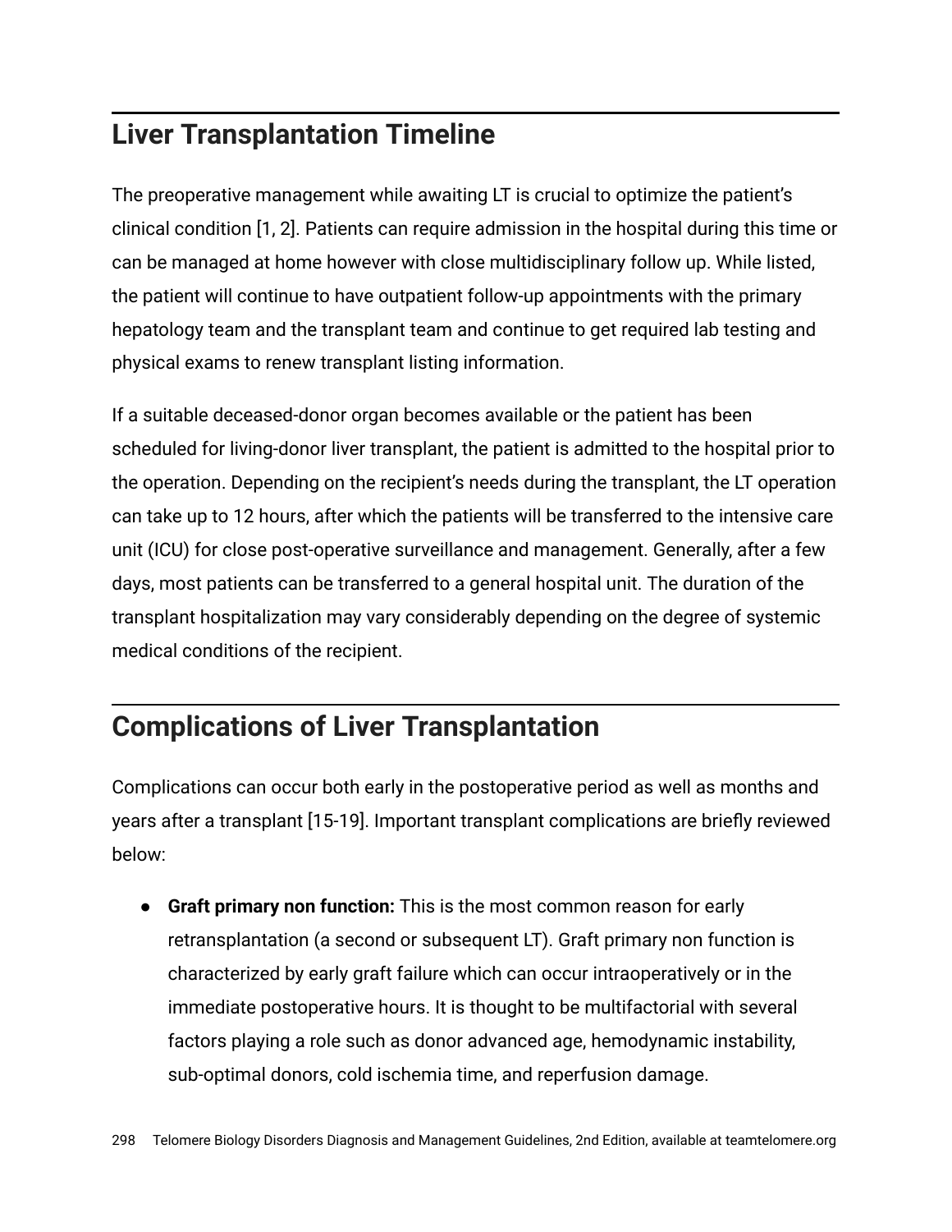## Liver Transplantation Timeline

The preoperative management while awaiting LT is crucial to optimize the patient's clinical condition [1, 2]. Patients can require admission in the hospital during this time or can be managed at home however with close multidisciplinary follow up. While listed, the patient will continue to have outpatient follow-up appointments with the primary hepatology team and the transplant team and continue to get required lab testing and physical exams to renew transplant listing information.

If a suitable deceased-donor organ becomes available or the patient has been scheduled for living-donor liver transplant, the patient is admitted to the hospital prior to the operation. Depending on the recipient's needs during the transplant, the LT operation can take up to 12 hours, after which the patients will be transferred to the intensive care unit (ICU) for close post-operative surveillance and management. Generally, after a few days, most patients can be transferred to a general hospital unit. The duration of the transplant hospitalization may vary considerably depending on the degree of systemic medical conditions of the recipient.

## Complications of Liver Transplantation

Complications can occur both early in the postoperative period as well as months and years after a transplant [15-19]. Important transplant complications are briefly reviewed below:

- **Graft primary non function:** This is the most common reason for early retransplantation (a second or subsequent LT). Graft primary non function is characterized by early graft failure which can occur intraoperatively or in the immediate postoperative hours. It is thought to be multifactorial with several factors playing a role such as donor advanced age, hemodynamic instability, sub-optimal donors, cold ischemia time, and reperfusion damage.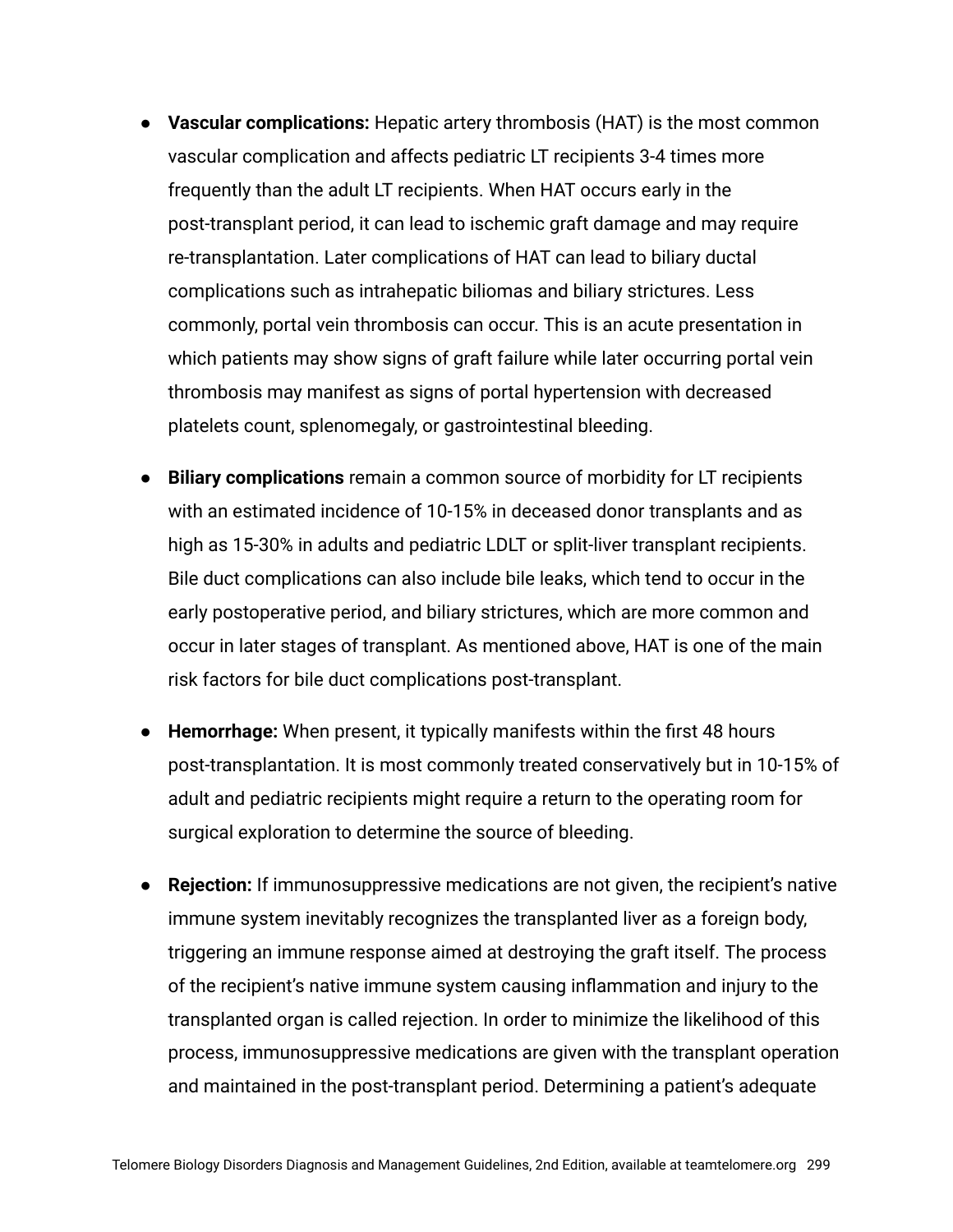- **Vascular complications:** Hepatic artery thrombosis (HAT) is the most common vascular complication and affects pediatric LT recipients 3-4 times more frequently than the adult LT recipients. When HAT occurs early in the post-transplant period, it can lead to ischemic graft damage and may require re-transplantation. Later complications of HAT can lead to biliary ductal complications such as intrahepatic bilomas and biliary strictures. Less commonly, portal vein thrombosis can occur. This is an acute presentation in which patients may show signs of graft failure while later occurring portal vein thrombosis may manifest as signs of portal hypertension with decreased platelets count, splenomegaly, or gastrointestinal bleeding.

- **Biliary complications** remain a common source of morbidity for LT recipients with an estimated incidence of 10-15% in deceased donor transplants and as high as 15-30% in adults and pediatric LDLT or split-liver transplant recipients. Bile duct complications can also include bile leaks, which tend to occur in the early postoperative period, and biliary strictures, which are more common and occur in later stages of transplant. As mentioned above, HAT is one of the main risk factors for bile duct complications post-transplant.

- **Hemorrhage:** When present, it typically manifests within the first 48 hours post-transplantation. It is most commonly treated conservatively but in 10-15% of adult and pediatric recipients might require a return to the operating room for surgical exploration to determine the source of bleeding.

- **Rejection:** If immunosuppressive medications are not given, the recipient's native immune system inevitably recognizes the transplanted liver as a foreign body, triggering an immune response aimed at destroying the graft itself. The process of the recipient's native immune system causing inflammation and injury to the transplanted organ is called rejection. In order to minimize the likelihood of this process, immunosuppressive medications are given with the transplant operation and maintained in the post-transplant period. Determining a patient's adequate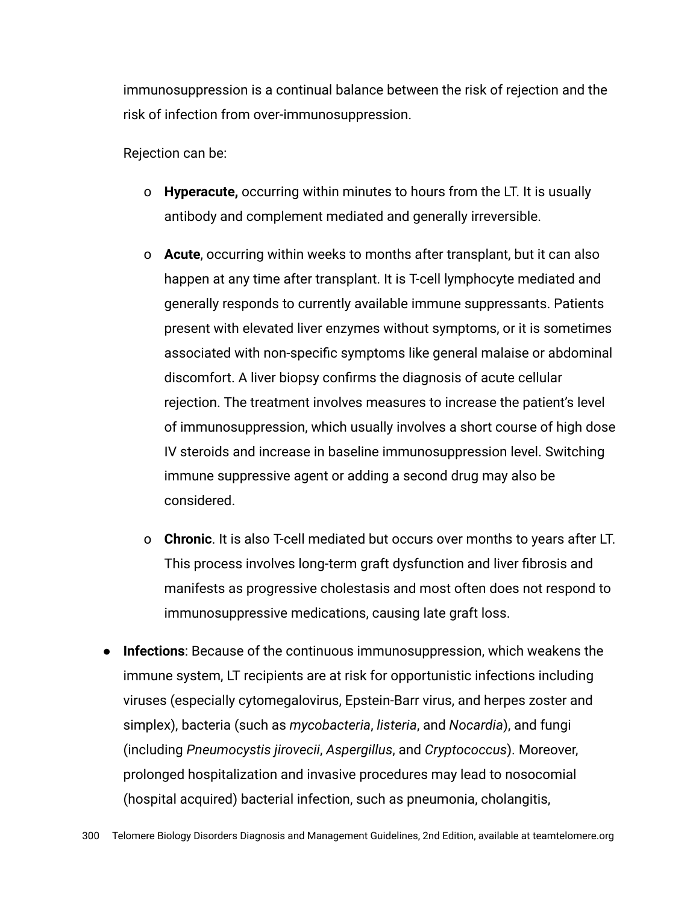immunosuppression is a continual balance between the risk of rejection and the risk of infection from over-immunosuppression.

Rejection can be:

- **Hyperacute,** occurring within minutes to hours from the LT. It is usually antibody and complement mediated and generally irreversible.
- **Acute**, occurring within weeks to months after transplant, but it can also happen at any time after transplant. It is T-cell lymphocyte mediated and generally responds to currently available immune suppressants. Patients present with elevated liver enzymes without symptoms, or it is sometimes associated with non-specific symptoms like general malaise or abdominal discomfort. A liver biopsy confirms the diagnosis of acute cellular rejection. The treatment involves measures to increase the patient's level of immunosuppression, which usually involves a short course of high dose IV steroids and increase in baseline immunosuppression level. Switching immune suppressive agent or adding a second drug may also be considered.
- **Chronic**. It is also T-cell mediated but occurs over months to years after LT. This process involves long-term graft dysfunction and liver fibrosis and manifests as progressive cholestasis and most often does not respond to immunosuppressive medications, causing late graft loss.

- **Infections**: Because of the continuous immunosuppression, which weakens the immune system, LT recipients are at risk for opportunistic infections including viruses (especially cytomegalovirus, Epstein-Barr virus, and herpes zoster and simplex), bacteria (such as *mycobacteria*, *listeria*, and *Nocardia*), and fungi (including *Pneumocystis jirovecii*, *Aspergillus*, and *Cryptococcus*). Moreover, prolonged hospitalization and invasive procedures may lead to nosocomial (hospital acquired) bacterial infection, such as pneumonia, cholangitis,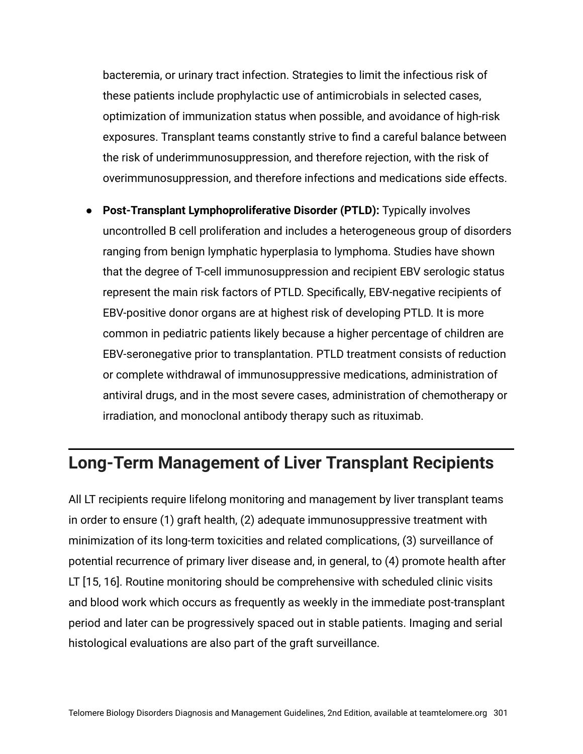bacteremia, or urinary tract infection. Strategies to limit the infectious risk of these patients include prophylactic use of antimicrobials in selected cases, optimization of immunization status when possible, and avoidance of high-risk exposures. Transplant teams constantly strive to find a careful balance between the risk of underimmunosuppression, and therefore rejection, with the risk of overimmunosuppression, and therefore infections and medications side effects.

- **Post-Transplant Lymphoproliferative Disorder (PTLD):** Typically involves uncontrolled B cell proliferation and includes a heterogeneous group of disorders ranging from benign lymphatic hyperplasia to lymphoma. Studies have shown that the degree of T-cell immunosuppression and recipient EBV serologic status represent the main risk factors of PTLD. Specifically, EBV-negative recipients of EBV-positive donor organs are at highest risk of developing PTLD. It is more common in pediatric patients likely because a higher percentage of children are EBV-seronegative prior to transplantation. PTLD treatment consists of reduction or complete withdrawal of immunosuppressive medications, administration of antiviral drugs, and in the most severe cases, administration of chemotherapy or irradiation, and monoclonal antibody therapy such as rituximab.

## Long-Term Management of Liver Transplant Recipients

All LT recipients require lifelong monitoring and management by liver transplant teams in order to ensure (1) graft health, (2) adequate immunosuppressive treatment with minimization of its long-term toxicities and related complications, (3) surveillance of potential recurrence of primary liver disease and, in general, to (4) promote health after LT [15, 16]. Routine monitoring should be comprehensive with scheduled clinic visits and blood work which occurs as frequently as weekly in the immediate post-transplant period and later can be progressively spaced out in stable patients. Imaging and serial histological evaluations are also part of the graft surveillance.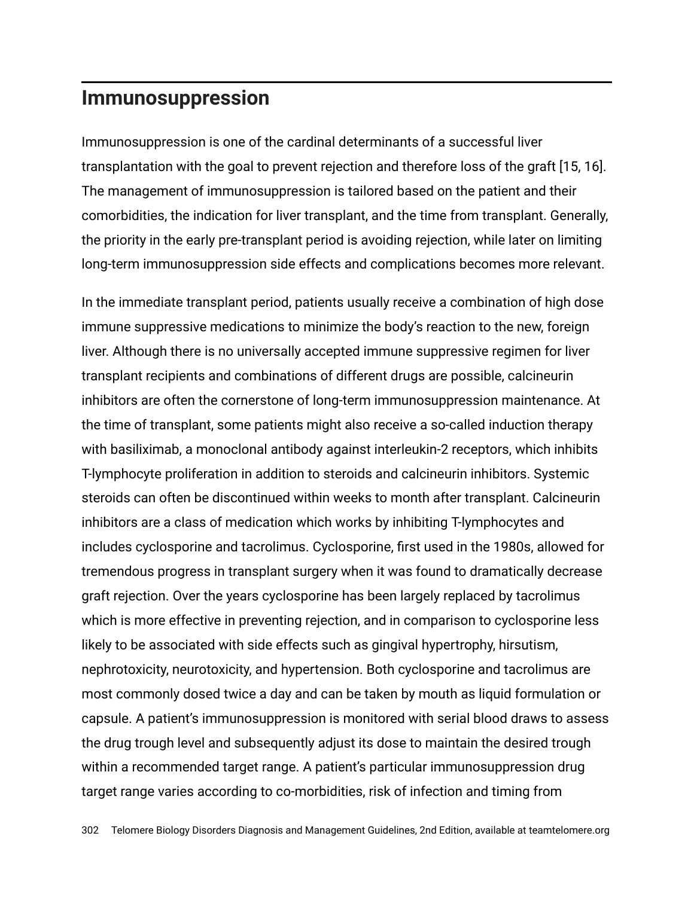## Immunosuppression

Immunosuppression is one of the cardinal determinants of a successful liver transplantation with the goal to prevent rejection and therefore loss of the graft [15, 16]. The management of immunosuppression is tailored based on the patient and their comorbidities, the indication for liver transplant, and the time from transplant. Generally, the priority in the early pre-transplant period is avoiding rejection, while later on limiting long-term immunosuppression side effects and complications becomes more relevant.

In the immediate transplant period, patients usually receive a combination of high dose immune suppressive medications to minimize the body's reaction to the new, foreign liver. Although there is no universally accepted immune suppressive regimen for liver transplant recipients and combinations of different drugs are possible, calcineurin inhibitors are often the cornerstone of long-term immunosuppression maintenance. At the time of transplant, some patients might also receive a so-called induction therapy with basiliximab, a monoclonal antibody against interleukin-2 receptors, which inhibits T-lymphocyte proliferation in addition to steroids and calcineurin inhibitors. Systemic steroids can often be discontinued within weeks to month after transplant. Calcineurin inhibitors are a class of medication which works by inhibiting T-lymphocytes and includes cyclosporine and tacrolimus. Cyclosporine, first used in the 1980s, allowed for tremendous progress in transplant surgery when it was found to dramatically decrease graft rejection. Over the years cyclosporine has been largely replaced by tacrolimus which is more effective in preventing rejection, and in comparison to cyclosporine less likely to be associated with side effects such as gingival hypertrophy, hirsutism, nephrotoxicity, neurotoxicity, and hypertension. Both cyclosporine and tacrolimus are most commonly dosed twice a day and can be taken by mouth as liquid formulation or capsule. A patient's immunosuppression is monitored with serial blood draws to assess the drug trough level and subsequently adjust its dose to maintain the desired trough within a recommended target range. A patient's particular immunosuppression drug target range varies according to co-morbidities, risk of infection and timing from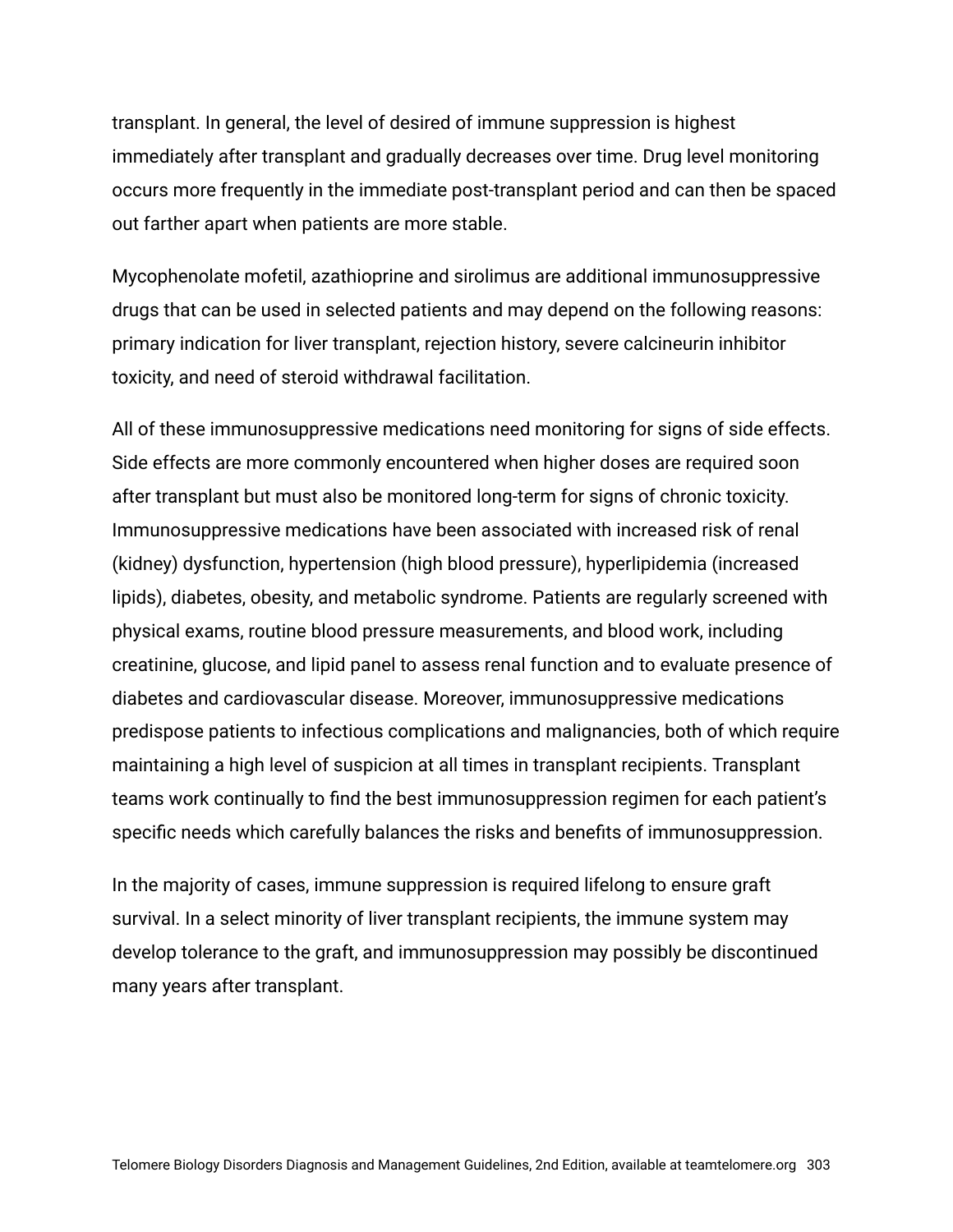transplant. In general, the level of desired of immune suppression is highest immediately after transplant and gradually decreases over time. Drug level monitoring occurs more frequently in the immediate post-transplant period and can then be spaced out farther apart when patients are more stable.

Mycophenolate mofetil, azathioprine and sirolimus are additional immunosuppressive drugs that can be used in selected patients and may depend on the following reasons: primary indication for liver transplant, rejection history, severe calcineurin inhibitor toxicity, and need of steroid withdrawal facilitation.

All of these immunosuppressive medications need monitoring for signs of side effects. Side effects are more commonly encountered when higher doses are required soon after transplant but must also be monitored long-term for signs of chronic toxicity. Immunosuppressive medications have been associated with increased risk of renal (kidney) dysfunction, hypertension (high blood pressure), hyperlipidemia (increased lipids), diabetes, obesity, and metabolic syndrome. Patients are regularly screened with physical exams, routine blood pressure measurements, and blood work, including creatinine, glucose, and lipid panel to assess renal function and to evaluate presence of diabetes and cardiovascular disease. Moreover, immunosuppressive medications predispose patients to infectious complications and malignancies, both of which require maintaining a high level of suspicion at all times in transplant recipients. Transplant teams work continually to find the best immunosuppression regimen for each patient's specific needs which carefully balances the risks and benefits of immunosuppression.

In the majority of cases, immune suppression is required lifelong to ensure graft survival. In a select minority of liver transplant recipients, the immune system may develop tolerance to the graft, and immunosuppression may possibly be discontinued many years after transplant.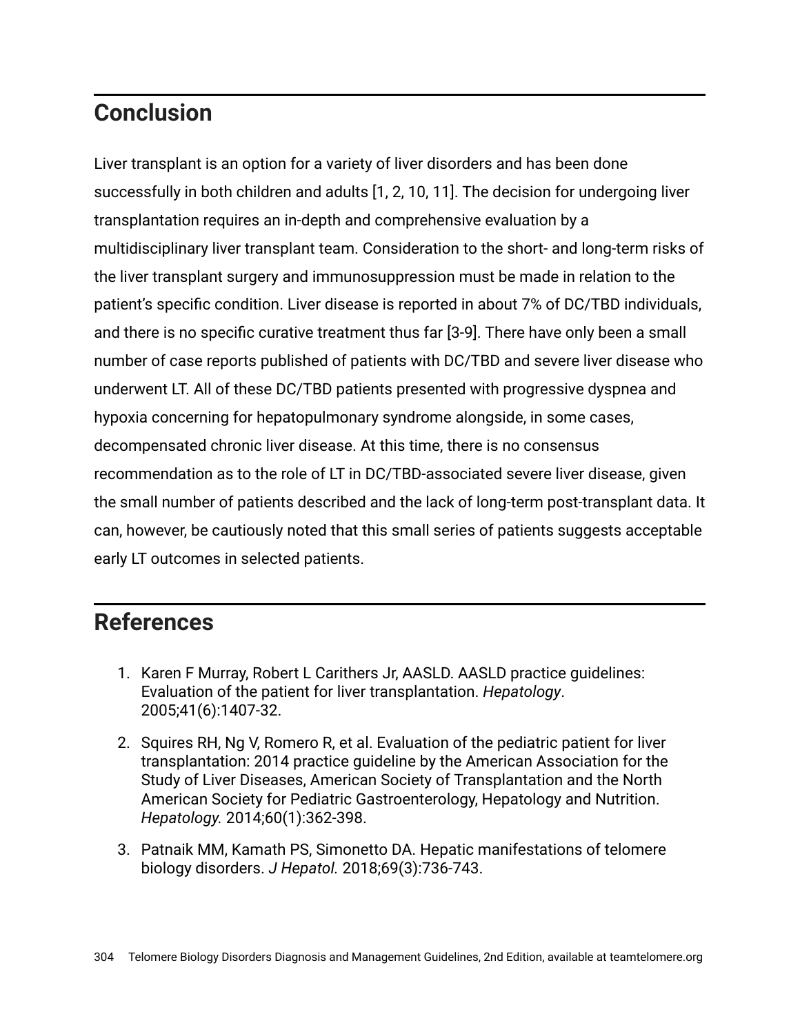## Conclusion

Liver transplant is an option for a variety of liver disorders and has been done successfully in both children and adults [1, 2, 10, 11]. The decision for undergoing liver transplantation requires an in-depth and comprehensive evaluation by a multidisciplinary liver transplant team. Consideration to the short- and long-term risks of the liver transplant surgery and immunosuppression must be made in relation to the patient's specific condition. Liver disease is reported in about 7% of DC/TBD individuals, and there is no specific curative treatment thus far [3-9]. There have only been a small number of case reports published of patients with DC/TBD and severe liver disease who underwent LT. All of these DC/TBD patients presented with progressive dyspnea and hypoxia concerning for hepatopulmonary syndrome alongside, in some cases, decompensated chronic liver disease. At this time, there is no consensus recommendation as to the role of LT in DC/TBD-associated severe liver disease, given the small number of patients described and the lack of long-term post-transplant data. It can, however, be cautiously noted that this small series of patients suggests acceptable early LT outcomes in selected patients.

## References

1. Karen F Murray, Robert L Carithers Jr, AASLD. AASLD practice guidelines: Evaluation of the patient for liver transplantation. *Hepatology*. 2005;41(6):1407-32.
2. Squires RH, Ng V, Romero R, et al. Evaluation of the pediatric patient for liver transplantation: 2014 practice guideline by the American Association for the Study of Liver Diseases, American Society of Transplantation and the North American Society for Pediatric Gastroenterology, Hepatology and Nutrition. *Hepatology.* 2014;60(1):362-398.
3. Patnaik MM, Kamath PS, Simonetto DA. Hepatic manifestations of telomere biology disorders. *J Hepatol.* 2018;69(3):736-743.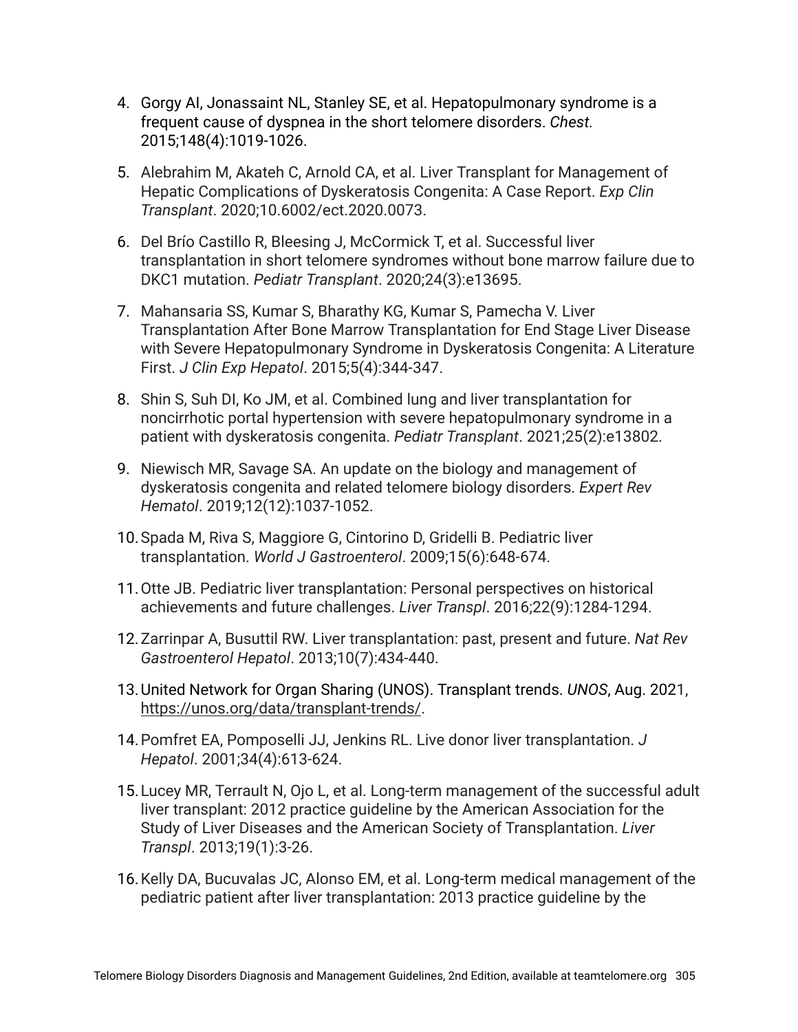4. Gorgy AI, Jonassaint NL, Stanley SE, et al. Hepatopulmonary syndrome is a frequent cause of dyspnea in the short telomere disorders. *Chest.* 2015;148(4):1019-1026.

5. Alebrahim M, Akateh C, Arnold CA, et al. Liver Transplant for Management of Hepatic Complications of Dyskeratosis Congenita: A Case Report. *Exp Clin Transplant*. 2020;10.6002/ect.2020.0073.

6. Del Brío Castillo R, Bleesing J, McCormick T, et al. Successful liver transplantation in short telomere syndromes without bone marrow failure due to DKC1 mutation. *Pediatr Transplant*. 2020;24(3):e13695.

7. Mahansaria SS, Kumar S, Bharathy KG, Kumar S, Pamecha V. Liver Transplantation After Bone Marrow Transplantation for End Stage Liver Disease with Severe Hepatopulmonary Syndrome in Dyskeratosis Congenita: A Literature First. *J Clin Exp Hepatol*. 2015;5(4):344-347.

8. Shin S, Suh DI, Ko JM, et al. Combined lung and liver transplantation for noncirrhotic portal hypertension with severe hepatopulmonary syndrome in a patient with dyskeratosis congenita. *Pediatr Transplant*. 2021;25(2):e13802.

9. Niewisch MR, Savage SA. An update on the biology and management of dyskeratosis congenita and related telomere biology disorders. *Expert Rev Hematol*. 2019;12(12):1037-1052.

10. Spada M, Riva S, Maggiore G, Cintorino D, Gridelli B. Pediatric liver transplantation. *World J Gastroenterol*. 2009;15(6):648-674.

11. Otte JB. Pediatric liver transplantation: Personal perspectives on historical achievements and future challenges. *Liver Transpl*. 2016;22(9):1284-1294.

12. Zarrinpar A, Busuttil RW. Liver transplantation: past, present and future. *Nat Rev Gastroenterol Hepatol*. 2013;10(7):434-440.

13. United Network for Organ Sharing (UNOS). Transplant trends. *UNOS*, Aug. 2021, https://unos.org/data/transplant-trends/.

14. Pomfret EA, Pomposelli JJ, Jenkins RL. Live donor liver transplantation. *J Hepatol*. 2001;34(4):613-624.

15. Lucey MR, Terrault N, Ojo L, et al. Long-term management of the successful adult liver transplant: 2012 practice guideline by the American Association for the Study of Liver Diseases and the American Society of Transplantation. *Liver Transpl*. 2013;19(1):3-26.

16. Kelly DA, Bucuvalas JC, Alonso EM, et al. Long-term medical management of the pediatric patient after liver transplantation: 2013 practice guideline by the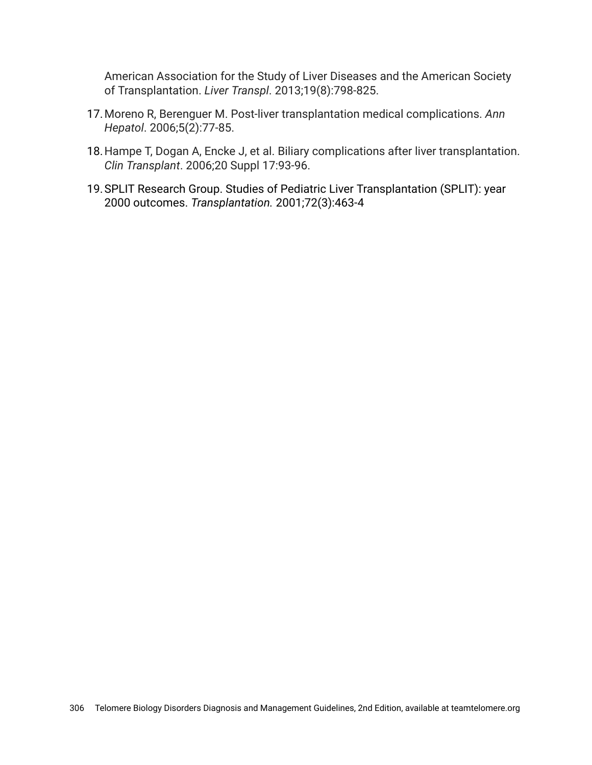American Association for the Study of Liver Diseases and the American Society of Transplantation. *Liver Transpl*. 2013;19(8):798-825.

17. Moreno R, Berenguer M. Post-liver transplantation medical complications. *Ann Hepatol*. 2006;5(2):77-85.

18. Hampe T, Dogan A, Encke J, et al. Biliary complications after liver transplantation. *Clin Transplant*. 2006;20 Suppl 17:93-96.

19. SPLIT Research Group. Studies of Pediatric Liver Transplantation (SPLIT): year 2000 outcomes. *Transplantation.* 2001;72(3):463-4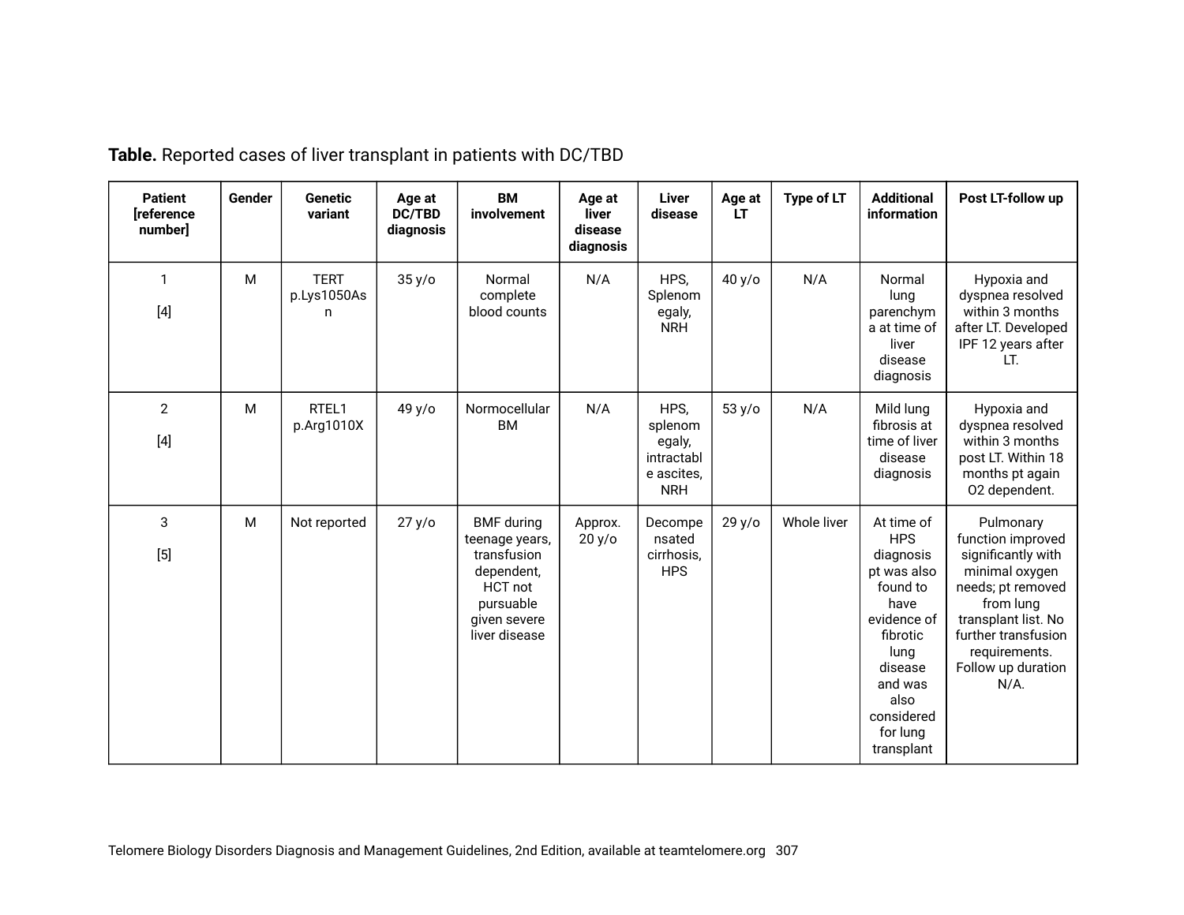**Table.** Reported cases of liver transplant in patients with DC/TBD

| Patient [reference number] | Gender | Genetic variant | Age at DC/TBD diagnosis | BM involvement | Age at liver disease diagnosis | Liver disease | Age at LT | Type of LT | Additional information | Post LT-follow up |
|---|---|---|---|---|---|---|---|---|---|---|
| 1 [4] | M | TERT p.Lys1050Asn | 35 y/o | Normal complete blood counts | N/A | HPS, Splenomegaly, NRH | 40 y/o | N/A | Normal lung parenchyma at time of liver disease diagnosis | Hypoxia and dyspnea resolved within 3 months after LT. Developed IPF 12 years after LT. |
| 2 [4] | M | RTEL1 p.Arg1010X | 49 y/o | Normocellular BM | N/A | HPS, splenomegaly, intractable ascites, NRH | 53 y/o | N/A | Mild lung fibrosis at time of liver disease diagnosis | Hypoxia and dyspnea resolved within 3 months post LT. Within 18 months pt again O2 dependent. |
| 3 [5] | M | Not reported | 27 y/o | BMF during teenage years, transfusion dependent, HCT not pursuable given severe liver disease | Approx. 20 y/o | Decompensated cirrhosis, HPS | 29 y/o | Whole liver | At time of HPS diagnosis pt was also found to have evidence of fibrotic lung disease and was also considered for lung transplant | Pulmonary function improved significantly with minimal oxygen needs; pt removed from lung transplant list. No further transfusion requirements. Follow up duration N/A. |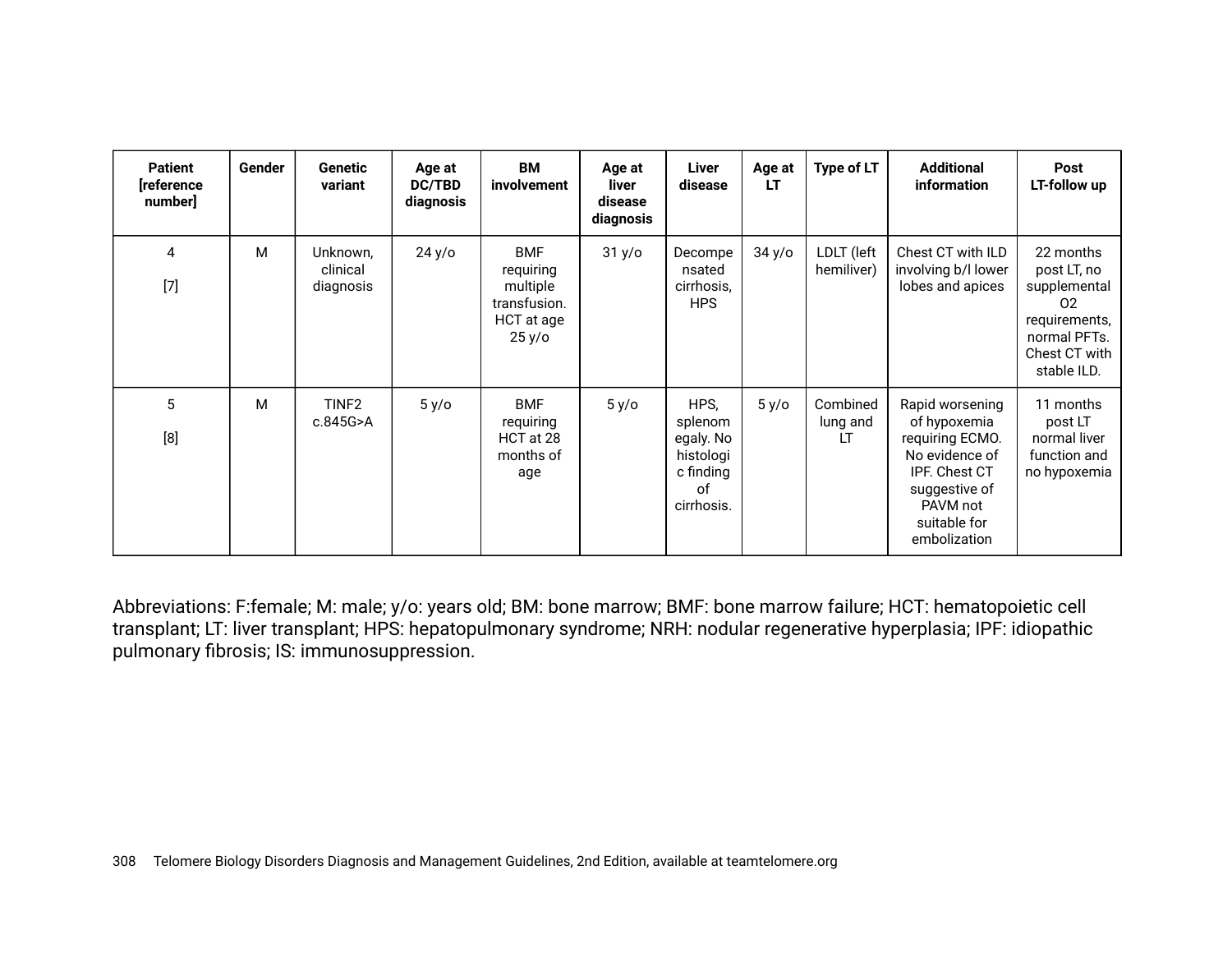| Patient [reference number] | Gender | Genetic variant | Age at DC/TBD diagnosis | BM involvement | Age at liver disease diagnosis | Liver disease | Age at LT | Type of LT | Additional information | Post LT-follow up |
|---|---|---|---|---|---|---|---|---|---|---|
| 4 [7] | M | Unknown, clinical diagnosis | 24 y/o | BMF requiring multiple transfusion. HCT at age 25 y/o | 31 y/o | Decompensated cirrhosis, HPS | 34 y/o | LDLT (left hemiliver) | Chest CT with ILD involving b/l lower lobes and apices | 22 months post LT, no supplemental O2 requirements, normal PFTs. Chest CT with stable ILD. |
| 5 [8] | M | TINF2 c.845G>A | 5 y/o | BMF requiring HCT at 28 months of age | 5 y/o | HPS, splenomegaly. No histologic finding of cirrhosis. | 5 y/o | Combined lung and LT | Rapid worsening of hypoxemia requiring ECMO. No evidence of IPF. Chest CT suggestive of PAVM not suitable for embolization | 11 months post LT normal liver function and no hypoxemia |

Abbreviations: F:female; M: male; y/o: years old; BM: bone marrow; BMF: bone marrow failure; HCT: hematopoietic cell transplant; LT: liver transplant; HPS: hepatopulmonary syndrome; NRH: nodular regenerative hyperplasia; IPF: idiopathic pulmonary fibrosis; IS: immunosuppression.